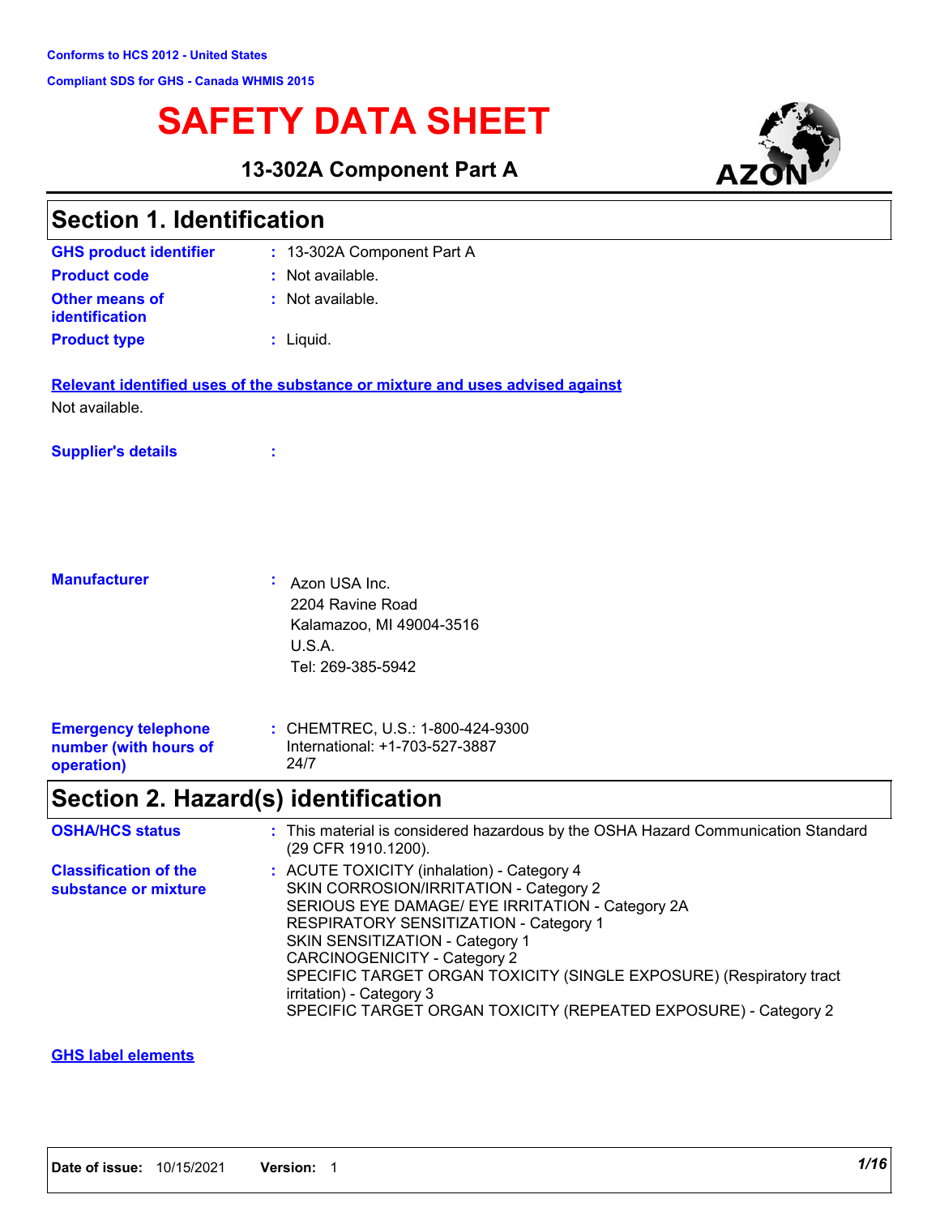Conforms to HCS 2012 - United States

Compliant SDS for GHS - Canada WHMIS 2015

# SAFETY DATA SHEET

## 13-302A Component Part A

## Section 1. Identification

**GHS product identifier** : 13-302A Component Part A

**Product code** : Not available.

**Other means of identification** : Not available.

**Product type** : Liquid.

**Relevant identified uses of the substance or mixture and uses advised against**

Not available.

**Supplier's details** :

**Manufacturer** : Azon USA Inc.
2204 Ravine Road
Kalamazoo, MI 49004-3516
U.S.A.
Tel: 269-385-5942

**Emergency telephone number (with hours of operation)** : CHEMTREC, U.S.: 1-800-424-9300
International: +1-703-527-3887
24/7

## Section 2. Hazard(s) identification

**OSHA/HCS status** : This material is considered hazardous by the OSHA Hazard Communication Standard (29 CFR 1910.1200).

**Classification of the substance or mixture** : ACUTE TOXICITY (inhalation) - Category 4
SKIN CORROSION/IRRITATION - Category 2
SERIOUS EYE DAMAGE/ EYE IRRITATION - Category 2A
RESPIRATORY SENSITIZATION - Category 1
SKIN SENSITIZATION - Category 1
CARCINOGENICITY - Category 2
SPECIFIC TARGET ORGAN TOXICITY (SINGLE EXPOSURE) (Respiratory tract irritation) - Category 3
SPECIFIC TARGET ORGAN TOXICITY (REPEATED EXPOSURE) - Category 2

**GHS label elements**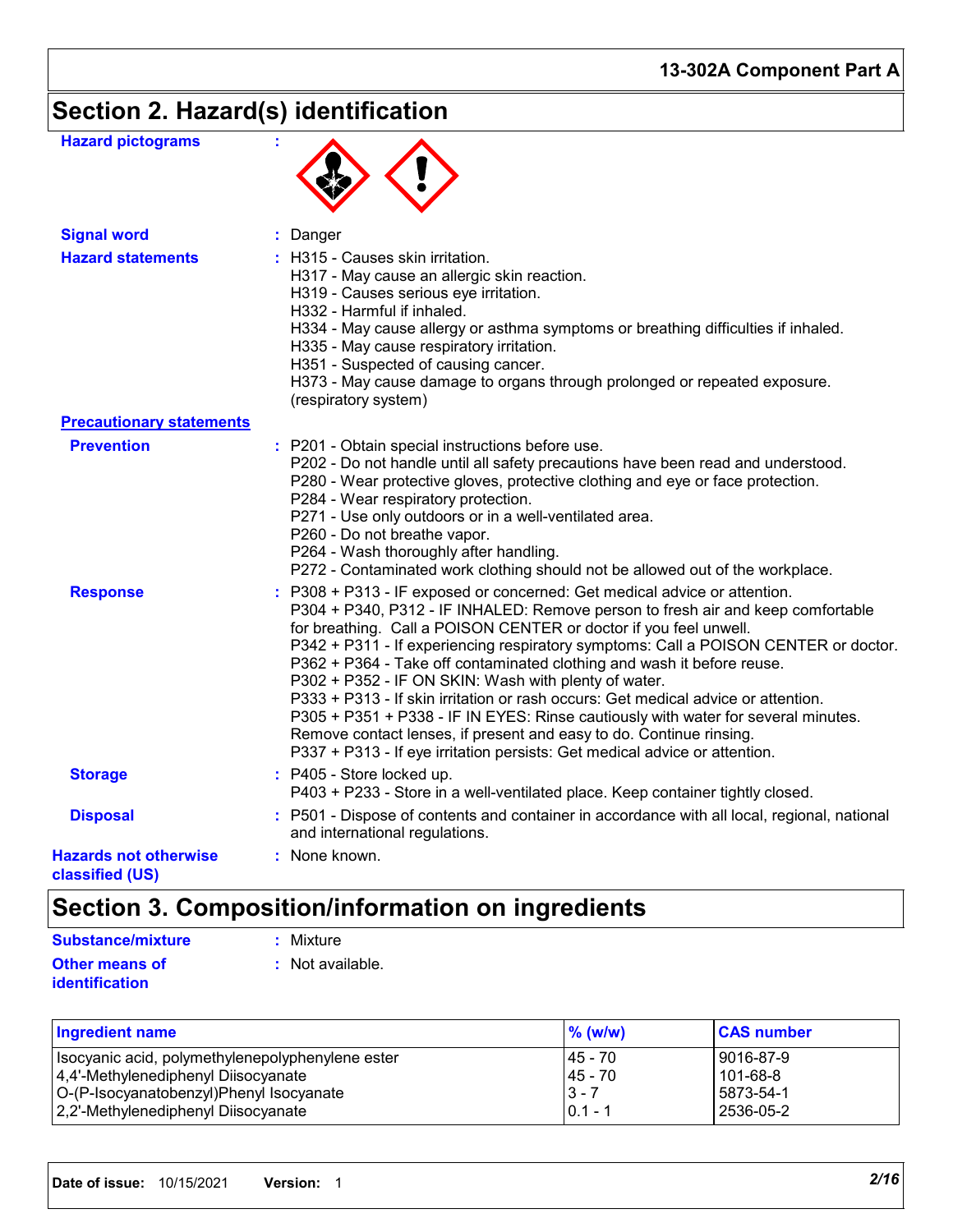## Section 2. Hazard(s) identification

**Hazard pictograms** :

**Signal word** : Danger

**Hazard statements** : H315 - Causes skin irritation.
H317 - May cause an allergic skin reaction.
H319 - Causes serious eye irritation.
H332 - Harmful if inhaled.
H334 - May cause allergy or asthma symptoms or breathing difficulties if inhaled.
H335 - May cause respiratory irritation.
H351 - Suspected of causing cancer.
H373 - May cause damage to organs through prolonged or repeated exposure. (respiratory system)

**Precautionary statements**

**Prevention** : P201 - Obtain special instructions before use.
P202 - Do not handle until all safety precautions have been read and understood.
P280 - Wear protective gloves, protective clothing and eye or face protection.
P284 - Wear respiratory protection.
P271 - Use only outdoors or in a well-ventilated area.
P260 - Do not breathe vapor.
P264 - Wash thoroughly after handling.
P272 - Contaminated work clothing should not be allowed out of the workplace.

**Response** : P308 + P313 - IF exposed or concerned: Get medical advice or attention.
P304 + P340, P312 - IF INHALED: Remove person to fresh air and keep comfortable for breathing. Call a POISON CENTER or doctor if you feel unwell.
P342 + P311 - If experiencing respiratory symptoms: Call a POISON CENTER or doctor.
P362 + P364 - Take off contaminated clothing and wash it before reuse.
P302 + P352 - IF ON SKIN: Wash with plenty of water.
P333 + P313 - If skin irritation or rash occurs: Get medical advice or attention.
P305 + P351 + P338 - IF IN EYES: Rinse cautiously with water for several minutes. Remove contact lenses, if present and easy to do. Continue rinsing.
P337 + P313 - If eye irritation persists: Get medical advice or attention.

**Storage** : P405 - Store locked up.
P403 + P233 - Store in a well-ventilated place. Keep container tightly closed.

**Disposal** : P501 - Dispose of contents and container in accordance with all local, regional, national and international regulations.

**Hazards not otherwise classified (US)** : None known.

## Section 3. Composition/information on ingredients

**Substance/mixture** : Mixture

**Other means of identification** : Not available.

| Ingredient name | % (w/w) | CAS number |
|---|---|---|
| Isocyanic acid, polymethylenepolyphenylene ester | 45 - 70 | 9016-87-9 |
| 4,4'-Methylenediphenyl Diisocyanate | 45 - 70 | 101-68-8 |
| O-(P-Isocyanatobenzyl)Phenyl Isocyanate | 3 - 7 | 5873-54-1 |
| 2,2'-Methylenediphenyl Diisocyanate | 0.1 - 1 | 2536-05-2 |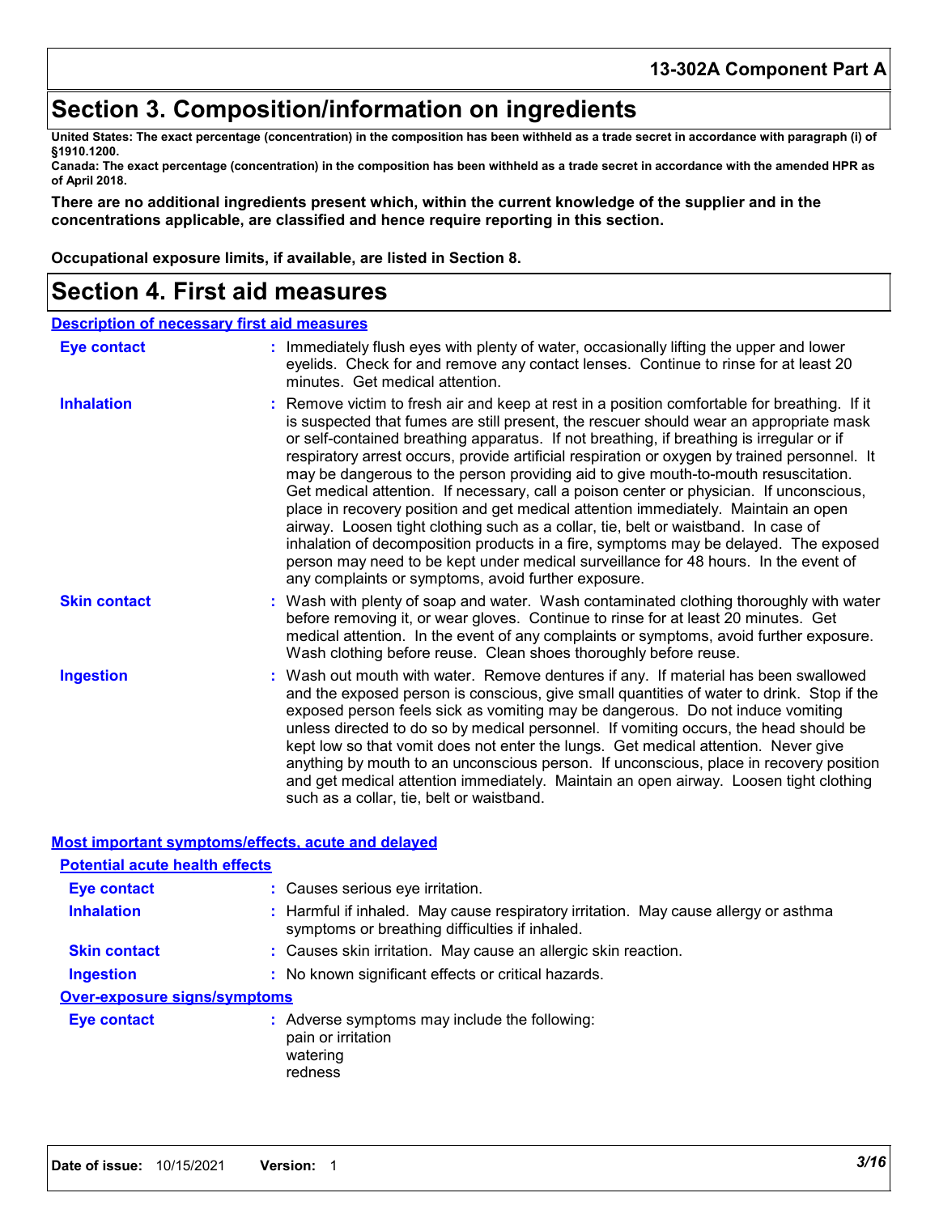# Section 3. Composition/information on ingredients

**United States: The exact percentage (concentration) in the composition has been withheld as a trade secret in accordance with paragraph (i) of §1910.1200.**

**Canada: The exact percentage (concentration) in the composition has been withheld as a trade secret in accordance with the amended HPR as of April 2018.**

**There are no additional ingredients present which, within the current knowledge of the supplier and in the concentrations applicable, are classified and hence require reporting in this section.**

**Occupational exposure limits, if available, are listed in Section 8.**

# Section 4. First aid measures

## Description of necessary first aid measures

**Eye contact** : Immediately flush eyes with plenty of water, occasionally lifting the upper and lower eyelids. Check for and remove any contact lenses. Continue to rinse for at least 20 minutes. Get medical attention.

**Inhalation** : Remove victim to fresh air and keep at rest in a position comfortable for breathing. If it is suspected that fumes are still present, the rescuer should wear an appropriate mask or self-contained breathing apparatus. If not breathing, if breathing is irregular or if respiratory arrest occurs, provide artificial respiration or oxygen by trained personnel. It may be dangerous to the person providing aid to give mouth-to-mouth resuscitation. Get medical attention. If necessary, call a poison center or physician. If unconscious, place in recovery position and get medical attention immediately. Maintain an open airway. Loosen tight clothing such as a collar, tie, belt or waistband. In case of inhalation of decomposition products in a fire, symptoms may be delayed. The exposed person may need to be kept under medical surveillance for 48 hours. In the event of any complaints or symptoms, avoid further exposure.

**Skin contact** : Wash with plenty of soap and water. Wash contaminated clothing thoroughly with water before removing it, or wear gloves. Continue to rinse for at least 20 minutes. Get medical attention. In the event of any complaints or symptoms, avoid further exposure. Wash clothing before reuse. Clean shoes thoroughly before reuse.

**Ingestion** : Wash out mouth with water. Remove dentures if any. If material has been swallowed and the exposed person is conscious, give small quantities of water to drink. Stop if the exposed person feels sick as vomiting may be dangerous. Do not induce vomiting unless directed to do so by medical personnel. If vomiting occurs, the head should be kept low so that vomit does not enter the lungs. Get medical attention. Never give anything by mouth to an unconscious person. If unconscious, place in recovery position and get medical attention immediately. Maintain an open airway. Loosen tight clothing such as a collar, tie, belt or waistband.

## Most important symptoms/effects, acute and delayed

### Potential acute health effects

**Eye contact** : Causes serious eye irritation.

**Inhalation** : Harmful if inhaled. May cause respiratory irritation. May cause allergy or asthma symptoms or breathing difficulties if inhaled.

**Skin contact** : Causes skin irritation. May cause an allergic skin reaction.

**Ingestion** : No known significant effects or critical hazards.

### Over-exposure signs/symptoms

**Eye contact** : Adverse symptoms may include the following:
pain or irritation
watering
redness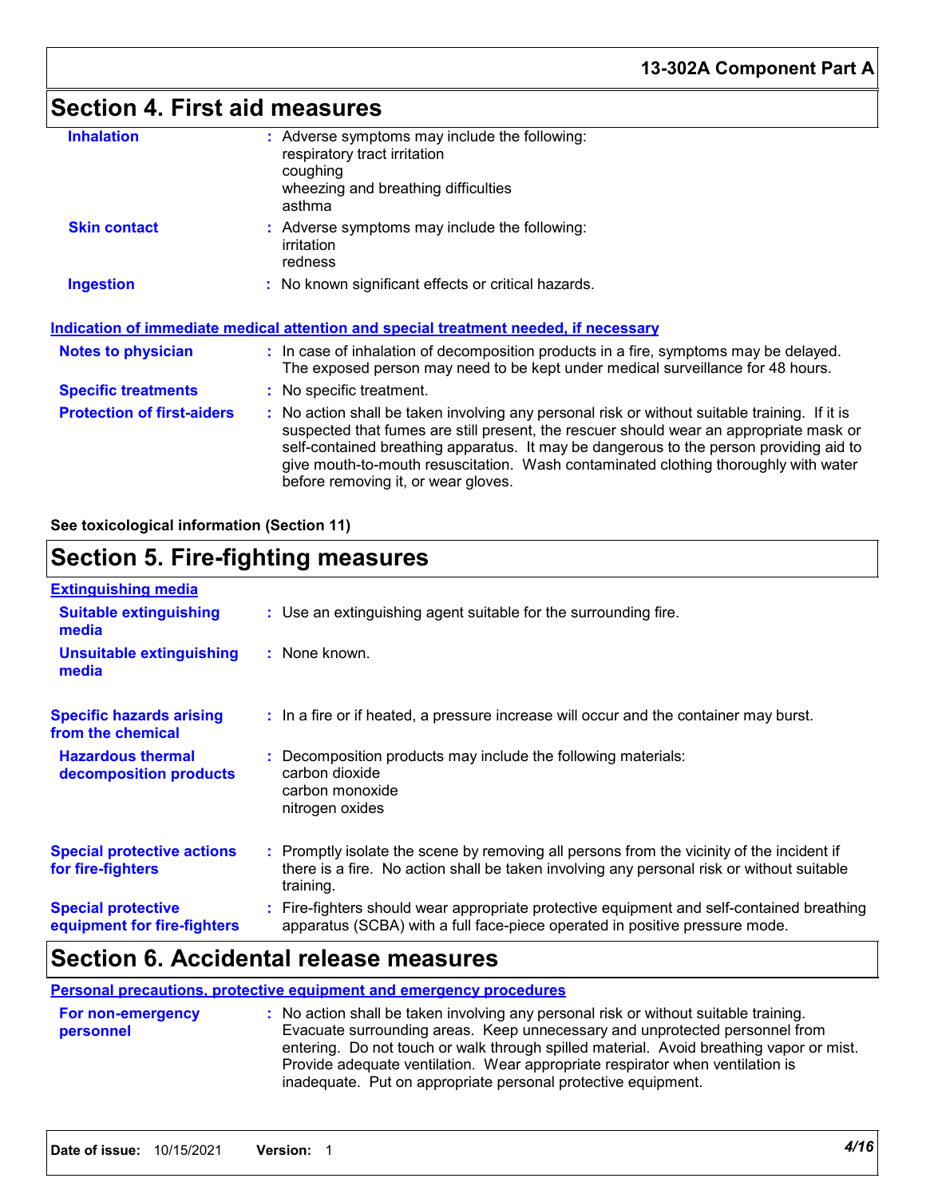## Section 4. First aid measures

**Inhalation** : Adverse symptoms may include the following:
respiratory tract irritation
coughing
wheezing and breathing difficulties
asthma

**Skin contact** : Adverse symptoms may include the following:
irritation
redness

**Ingestion** : No known significant effects or critical hazards.

### Indication of immediate medical attention and special treatment needed, if necessary

**Notes to physician** : In case of inhalation of decomposition products in a fire, symptoms may be delayed. The exposed person may need to be kept under medical surveillance for 48 hours.

**Specific treatments** : No specific treatment.

**Protection of first-aiders** : No action shall be taken involving any personal risk or without suitable training. If it is suspected that fumes are still present, the rescuer should wear an appropriate mask or self-contained breathing apparatus. It may be dangerous to the person providing aid to give mouth-to-mouth resuscitation. Wash contaminated clothing thoroughly with water before removing it, or wear gloves.

**See toxicological information (Section 11)**

## Section 5. Fire-fighting measures

### Extinguishing media

**Suitable extinguishing media** : Use an extinguishing agent suitable for the surrounding fire.

**Unsuitable extinguishing media** : None known.

**Specific hazards arising from the chemical** : In a fire or if heated, a pressure increase will occur and the container may burst.

**Hazardous thermal decomposition products** : Decomposition products may include the following materials:
carbon dioxide
carbon monoxide
nitrogen oxides

**Special protective actions for fire-fighters** : Promptly isolate the scene by removing all persons from the vicinity of the incident if there is a fire. No action shall be taken involving any personal risk or without suitable training.

**Special protective equipment for fire-fighters** : Fire-fighters should wear appropriate protective equipment and self-contained breathing apparatus (SCBA) with a full face-piece operated in positive pressure mode.

## Section 6. Accidental release measures

### Personal precautions, protective equipment and emergency procedures

**For non-emergency personnel** : No action shall be taken involving any personal risk or without suitable training. Evacuate surrounding areas. Keep unnecessary and unprotected personnel from entering. Do not touch or walk through spilled material. Avoid breathing vapor or mist. Provide adequate ventilation. Wear appropriate respirator when ventilation is inadequate. Put on appropriate personal protective equipment.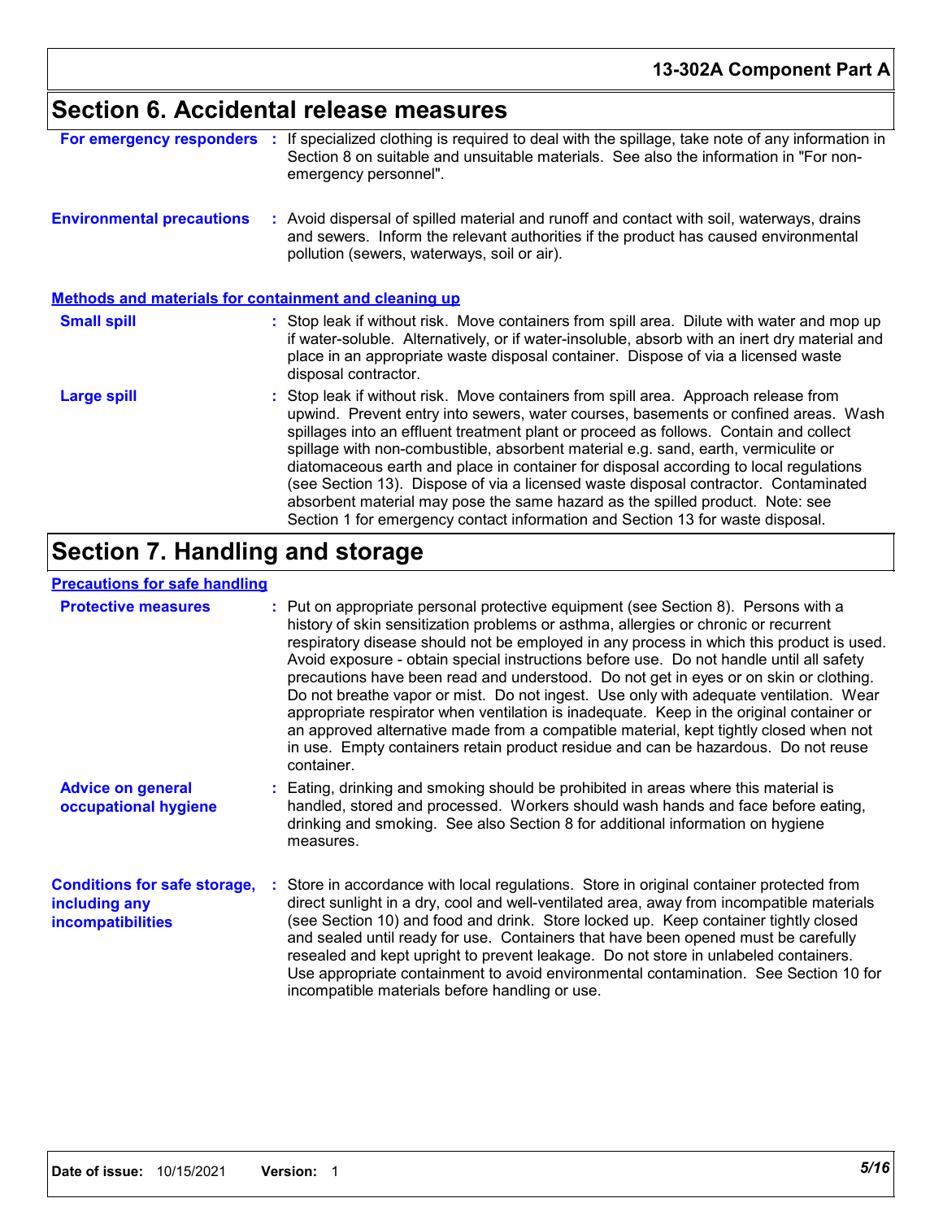## Section 6. Accidental release measures

**For emergency responders** : If specialized clothing is required to deal with the spillage, take note of any information in Section 8 on suitable and unsuitable materials. See also the information in "For non-emergency personnel".

**Environmental precautions** : Avoid dispersal of spilled material and runoff and contact with soil, waterways, drains and sewers. Inform the relevant authorities if the product has caused environmental pollution (sewers, waterways, soil or air).

### Methods and materials for containment and cleaning up

**Small spill** : Stop leak if without risk. Move containers from spill area. Dilute with water and mop up if water-soluble. Alternatively, or if water-insoluble, absorb with an inert dry material and place in an appropriate waste disposal container. Dispose of via a licensed waste disposal contractor.

**Large spill** : Stop leak if without risk. Move containers from spill area. Approach release from upwind. Prevent entry into sewers, water courses, basements or confined areas. Wash spillages into an effluent treatment plant or proceed as follows. Contain and collect spillage with non-combustible, absorbent material e.g. sand, earth, vermiculite or diatomaceous earth and place in container for disposal according to local regulations (see Section 13). Dispose of via a licensed waste disposal contractor. Contaminated absorbent material may pose the same hazard as the spilled product. Note: see Section 1 for emergency contact information and Section 13 for waste disposal.

## Section 7. Handling and storage

### Precautions for safe handling

**Protective measures** : Put on appropriate personal protective equipment (see Section 8). Persons with a history of skin sensitization problems or asthma, allergies or chronic or recurrent respiratory disease should not be employed in any process in which this product is used. Avoid exposure - obtain special instructions before use. Do not handle until all safety precautions have been read and understood. Do not get in eyes or on skin or clothing. Do not breathe vapor or mist. Do not ingest. Use only with adequate ventilation. Wear appropriate respirator when ventilation is inadequate. Keep in the original container or an approved alternative made from a compatible material, kept tightly closed when not in use. Empty containers retain product residue and can be hazardous. Do not reuse container.

**Advice on general occupational hygiene** : Eating, drinking and smoking should be prohibited in areas where this material is handled, stored and processed. Workers should wash hands and face before eating, drinking and smoking. See also Section 8 for additional information on hygiene measures.

**Conditions for safe storage, including any incompatibilities** : Store in accordance with local regulations. Store in original container protected from direct sunlight in a dry, cool and well-ventilated area, away from incompatible materials (see Section 10) and food and drink. Store locked up. Keep container tightly closed and sealed until ready for use. Containers that have been opened must be carefully resealed and kept upright to prevent leakage. Do not store in unlabeled containers. Use appropriate containment to avoid environmental contamination. See Section 10 for incompatible materials before handling or use.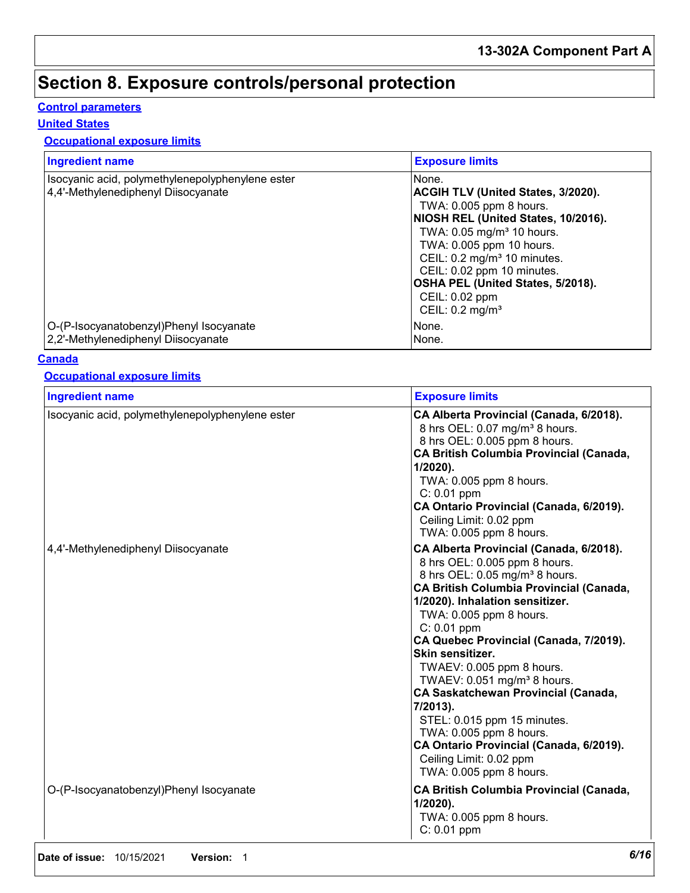# Section 8. Exposure controls/personal protection

**Control parameters**

**United States**

**Occupational exposure limits**

| Ingredient name | Exposure limits |
| --- | --- |
| Isocyanic acid, polymethylenepolyphenylene ester | None. |
| 4,4'-Methylenediphenyl Diisocyanate | **ACGIH TLV (United States, 3/2020).**<br>TWA: 0.005 ppm 8 hours.<br>**NIOSH REL (United States, 10/2016).**<br>TWA: 0.05 mg/m³ 10 hours.<br>TWA: 0.005 ppm 10 hours.<br>CEIL: 0.2 mg/m³ 10 minutes.<br>CEIL: 0.02 ppm 10 minutes.<br>**OSHA PEL (United States, 5/2018).**<br>CEIL: 0.02 ppm<br>CEIL: 0.2 mg/m³ |
| O-(P-Isocyanatobenzyl)Phenyl Isocyanate | None. |
| 2,2'-Methylenediphenyl Diisocyanate | None. |

**Canada**

**Occupational exposure limits**

| Ingredient name | Exposure limits |
| --- | --- |
| Isocyanic acid, polymethylenepolyphenylene ester | **CA Alberta Provincial (Canada, 6/2018).**<br>8 hrs OEL: 0.07 mg/m³ 8 hours.<br>8 hrs OEL: 0.005 ppm 8 hours.<br>**CA British Columbia Provincial (Canada, 1/2020).**<br>TWA: 0.005 ppm 8 hours.<br>C: 0.01 ppm<br>**CA Ontario Provincial (Canada, 6/2019).**<br>Ceiling Limit: 0.02 ppm<br>TWA: 0.005 ppm 8 hours. |
| 4,4'-Methylenediphenyl Diisocyanate | **CA Alberta Provincial (Canada, 6/2018).**<br>8 hrs OEL: 0.005 ppm 8 hours.<br>8 hrs OEL: 0.05 mg/m³ 8 hours.<br>**CA British Columbia Provincial (Canada, 1/2020). Inhalation sensitizer.**<br>TWA: 0.005 ppm 8 hours.<br>C: 0.01 ppm<br>**CA Quebec Provincial (Canada, 7/2019). Skin sensitizer.**<br>TWAEV: 0.005 ppm 8 hours.<br>TWAEV: 0.051 mg/m³ 8 hours.<br>**CA Saskatchewan Provincial (Canada, 7/2013).**<br>STEL: 0.015 ppm 15 minutes.<br>TWA: 0.005 ppm 8 hours.<br>**CA Ontario Provincial (Canada, 6/2019).**<br>Ceiling Limit: 0.02 ppm<br>TWA: 0.005 ppm 8 hours. |
| O-(P-Isocyanatobenzyl)Phenyl Isocyanate | **CA British Columbia Provincial (Canada, 1/2020).**<br>TWA: 0.005 ppm 8 hours.<br>C: 0.01 ppm |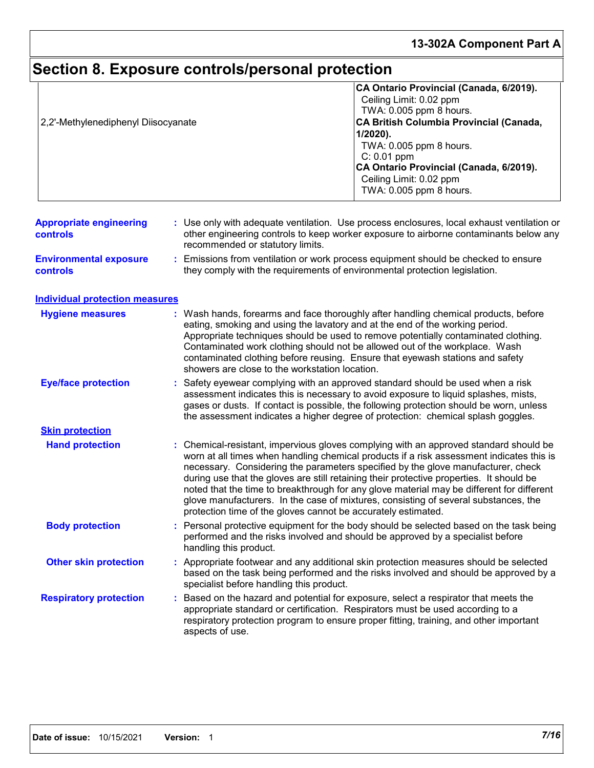## Section 8. Exposure controls/personal protection

| | |
|---|---|
| 2,2'-Methylenediphenyl Diisocyanate | **CA Ontario Provincial (Canada, 6/2019).**<br>Ceiling Limit: 0.02 ppm<br>TWA: 0.005 ppm 8 hours.<br>**CA British Columbia Provincial (Canada, 1/2020).**<br>TWA: 0.005 ppm 8 hours.<br>C: 0.01 ppm<br>**CA Ontario Provincial (Canada, 6/2019).**<br>Ceiling Limit: 0.02 ppm<br>TWA: 0.005 ppm 8 hours. |

**Appropriate engineering controls** : Use only with adequate ventilation. Use process enclosures, local exhaust ventilation or other engineering controls to keep worker exposure to airborne contaminants below any recommended or statutory limits.

**Environmental exposure controls** : Emissions from ventilation or work process equipment should be checked to ensure they comply with the requirements of environmental protection legislation.

### Individual protection measures

**Hygiene measures** : Wash hands, forearms and face thoroughly after handling chemical products, before eating, smoking and using the lavatory and at the end of the working period. Appropriate techniques should be used to remove potentially contaminated clothing. Contaminated work clothing should not be allowed out of the workplace. Wash contaminated clothing before reusing. Ensure that eyewash stations and safety showers are close to the workstation location.

**Eye/face protection** : Safety eyewear complying with an approved standard should be used when a risk assessment indicates this is necessary to avoid exposure to liquid splashes, mists, gases or dusts. If contact is possible, the following protection should be worn, unless the assessment indicates a higher degree of protection: chemical splash goggles.

**Skin protection**

**Hand protection** : Chemical-resistant, impervious gloves complying with an approved standard should be worn at all times when handling chemical products if a risk assessment indicates this is necessary. Considering the parameters specified by the glove manufacturer, check during use that the gloves are still retaining their protective properties. It should be noted that the time to breakthrough for any glove material may be different for different glove manufacturers. In the case of mixtures, consisting of several substances, the protection time of the gloves cannot be accurately estimated.

**Body protection** : Personal protective equipment for the body should be selected based on the task being performed and the risks involved and should be approved by a specialist before handling this product.

**Other skin protection** : Appropriate footwear and any additional skin protection measures should be selected based on the task being performed and the risks involved and should be approved by a specialist before handling this product.

**Respiratory protection** : Based on the hazard and potential for exposure, select a respirator that meets the appropriate standard or certification. Respirators must be used according to a respiratory protection program to ensure proper fitting, training, and other important aspects of use.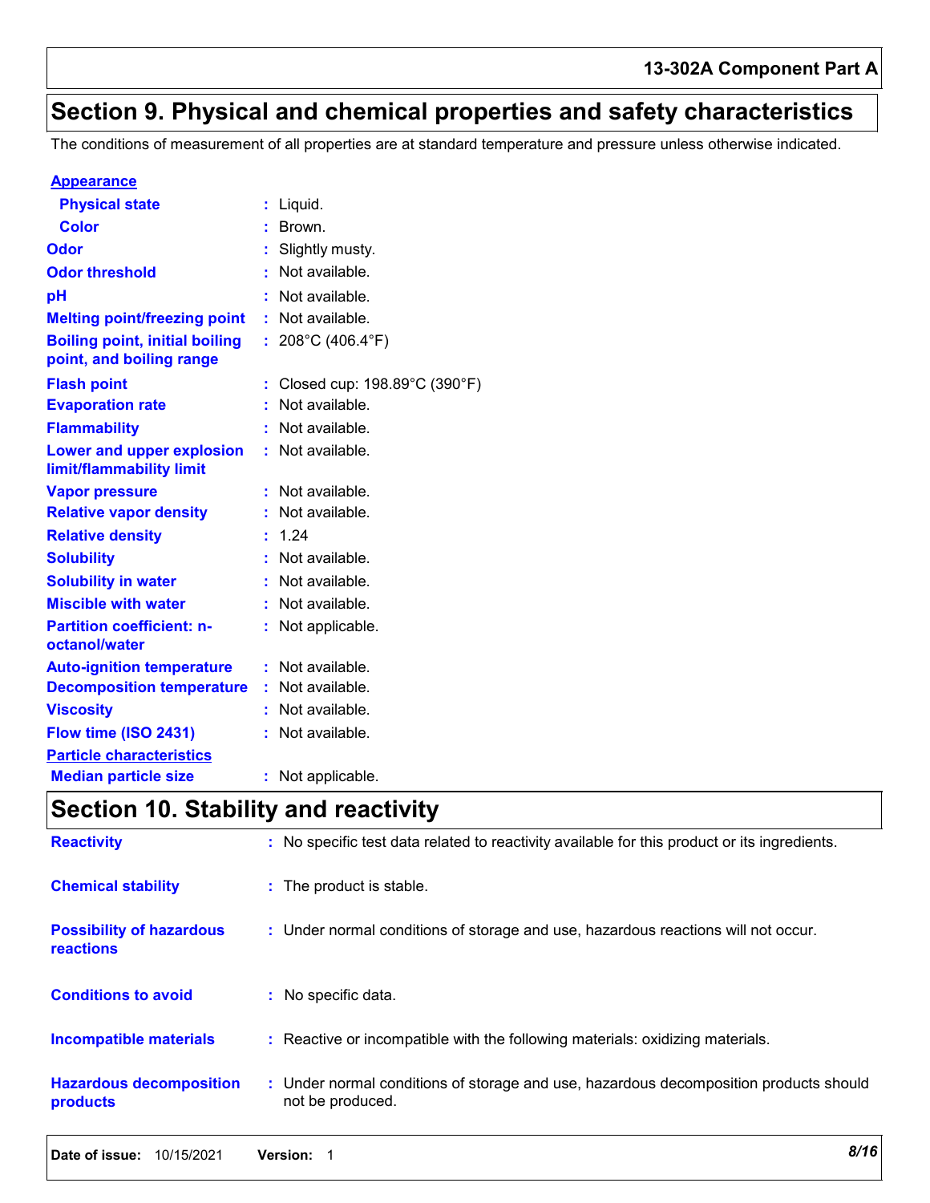## Section 9. Physical and chemical properties and safety characteristics

The conditions of measurement of all properties are at standard temperature and pressure unless otherwise indicated.

**Appearance**

| Property | Value |
|---|---|
| Physical state | Liquid. |
| Color | Brown. |
| Odor | Slightly musty. |
| Odor threshold | Not available. |
| pH | Not available. |
| Melting point/freezing point | Not available. |
| Boiling point, initial boiling point, and boiling range | 208°C (406.4°F) |
| Flash point | Closed cup: 198.89°C (390°F) |
| Evaporation rate | Not available. |
| Flammability | Not available. |
| Lower and upper explosion limit/flammability limit | Not available. |
| Vapor pressure | Not available. |
| Relative vapor density | Not available. |
| Relative density | 1.24 |
| Solubility | Not available. |
| Solubility in water | Not available. |
| Miscible with water | Not available. |
| Partition coefficient: n-octanol/water | Not applicable. |
| Auto-ignition temperature | Not available. |
| Decomposition temperature | Not available. |
| Viscosity | Not available. |
| Flow time (ISO 2431) | Not available. |

**Particle characteristics**

| Property | Value |
|---|---|
| Median particle size | Not applicable. |

## Section 10. Stability and reactivity

| Property | Value |
|---|---|
| Reactivity | No specific test data related to reactivity available for this product or its ingredients. |
| Chemical stability | The product is stable. |
| Possibility of hazardous reactions | Under normal conditions of storage and use, hazardous reactions will not occur. |
| Conditions to avoid | No specific data. |
| Incompatible materials | Reactive or incompatible with the following materials: oxidizing materials. |
| Hazardous decomposition products | Under normal conditions of storage and use, hazardous decomposition products should not be produced. |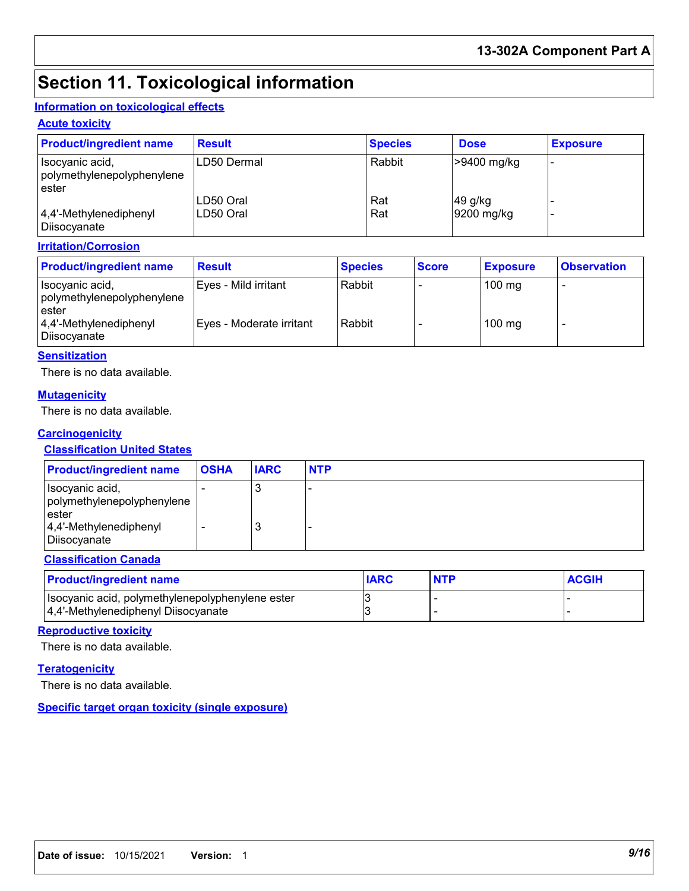# Section 11. Toxicological information

## Information on toxicological effects

### Acute toxicity

| Product/ingredient name | Result | Species | Dose | Exposure |
|---|---|---|---|---|
| Isocyanic acid, polymethylenepolyphenylene ester | LD50 Dermal | Rabbit | >9400 mg/kg | - |
| | LD50 Oral | Rat | 49 g/kg | - |
| 4,4'-Methylenediphenyl Diisocyanate | LD50 Oral | Rat | 9200 mg/kg | - |

### Irritation/Corrosion

| Product/ingredient name | Result | Species | Score | Exposure | Observation |
|---|---|---|---|---|---|
| Isocyanic acid, polymethylenepolyphenylene ester | Eyes - Mild irritant | Rabbit | - | 100 mg | - |
| 4,4'-Methylenediphenyl Diisocyanate | Eyes - Moderate irritant | Rabbit | - | 100 mg | - |

### Sensitization

There is no data available.

### Mutagenicity

There is no data available.

### Carcinogenicity

#### Classification United States

| Product/ingredient name | OSHA | IARC | NTP |
|---|---|---|---|
| Isocyanic acid, polymethylenepolyphenylene ester | - | 3 | - |
| 4,4'-Methylenediphenyl Diisocyanate | - | 3 | - |

#### Classification Canada

| Product/ingredient name | IARC | NTP | ACGIH |
|---|---|---|---|
| Isocyanic acid, polymethylenepolyphenylene ester | 3 | - | - |
| 4,4'-Methylenediphenyl Diisocyanate | 3 | - | - |

### Reproductive toxicity

There is no data available.

### Teratogenicity

There is no data available.

### Specific target organ toxicity (single exposure)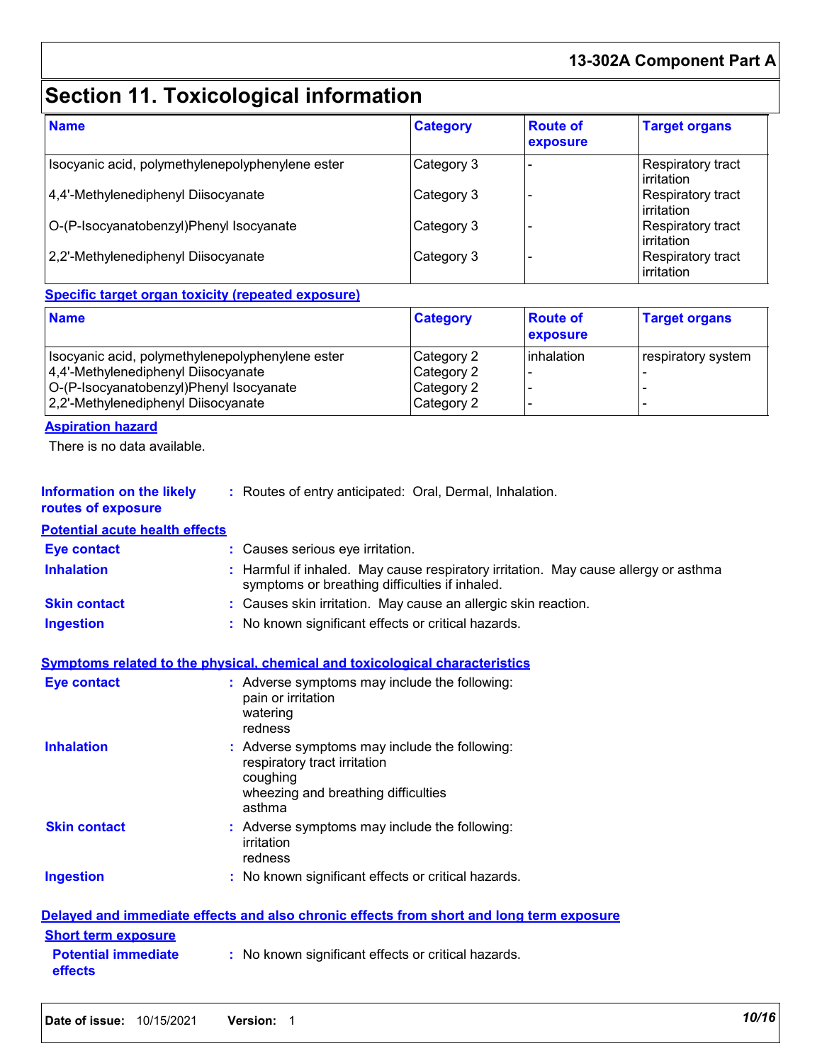## Section 11. Toxicological information

| Name | Category | Route of exposure | Target organs |
|---|---|---|---|
| Isocyanic acid, polymethylenepolyphenylene ester | Category 3 | - | Respiratory tract irritation |
| 4,4'-Methylenediphenyl Diisocyanate | Category 3 | - | Respiratory tract irritation |
| O-(P-Isocyanatobenzyl)Phenyl Isocyanate | Category 3 | - | Respiratory tract irritation |
| 2,2'-Methylenediphenyl Diisocyanate | Category 3 | - | Respiratory tract irritation |

**Specific target organ toxicity (repeated exposure)**

| Name | Category | Route of exposure | Target organs |
|---|---|---|---|
| Isocyanic acid, polymethylenepolyphenylene ester | Category 2 | inhalation | respiratory system |
| 4,4'-Methylenediphenyl Diisocyanate | Category 2 | - | - |
| O-(P-Isocyanatobenzyl)Phenyl Isocyanate | Category 2 | - | - |
| 2,2'-Methylenediphenyl Diisocyanate | Category 2 | - | - |

**Aspiration hazard**

There is no data available.

**Information on the likely routes of exposure** : Routes of entry anticipated: Oral, Dermal, Inhalation.

**Potential acute health effects**

**Eye contact** : Causes serious eye irritation.

**Inhalation** : Harmful if inhaled. May cause respiratory irritation. May cause allergy or asthma symptoms or breathing difficulties if inhaled.

**Skin contact** : Causes skin irritation. May cause an allergic skin reaction.

**Ingestion** : No known significant effects or critical hazards.

**Symptoms related to the physical, chemical and toxicological characteristics**

**Eye contact** : Adverse symptoms may include the following:
pain or irritation
watering
redness

**Inhalation** : Adverse symptoms may include the following:
respiratory tract irritation
coughing
wheezing and breathing difficulties
asthma

**Skin contact** : Adverse symptoms may include the following:
irritation
redness

**Ingestion** : No known significant effects or critical hazards.

**Delayed and immediate effects and also chronic effects from short and long term exposure**

**Short term exposure**

**Potential immediate effects** : No known significant effects or critical hazards.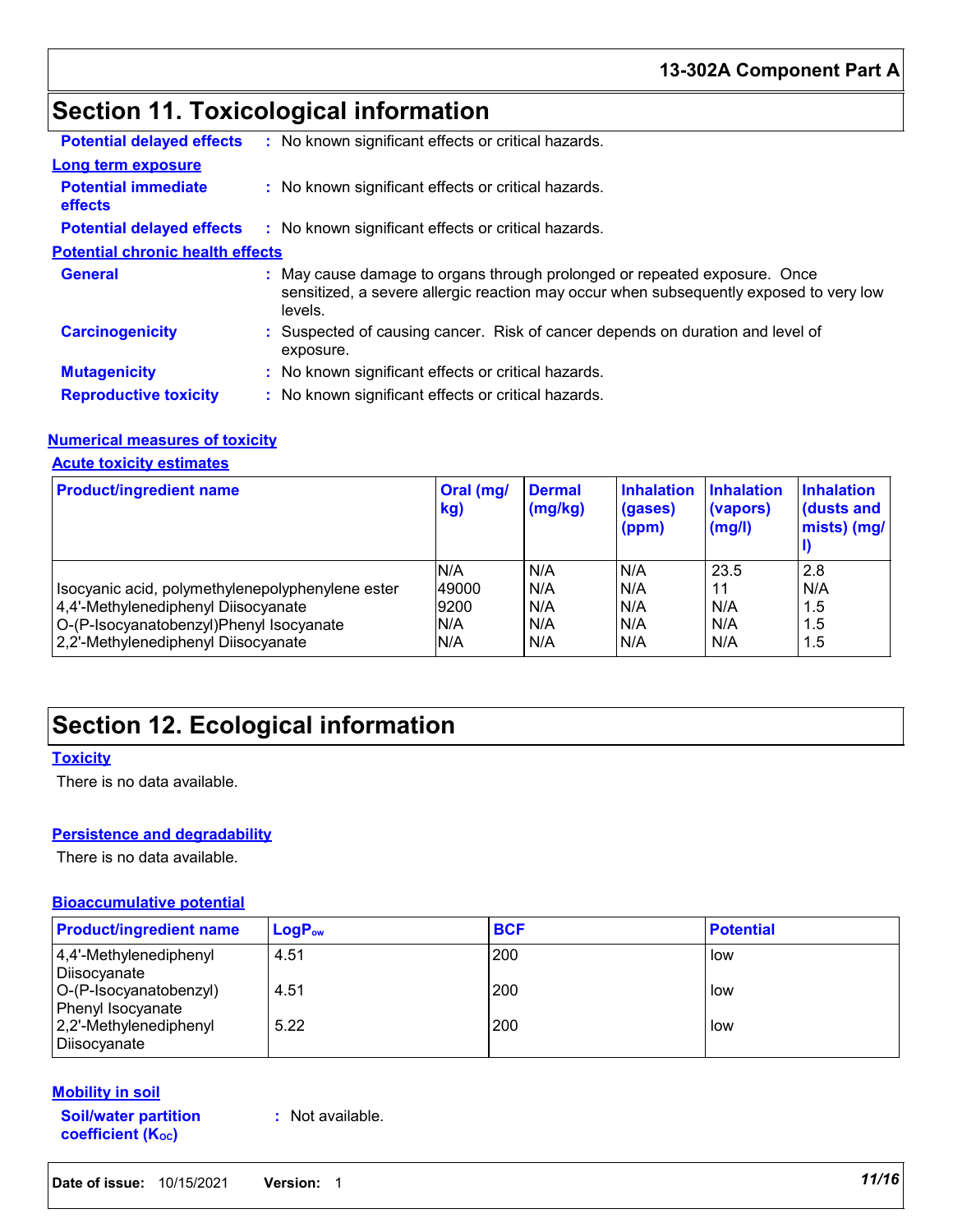## Section 11. Toxicological information

**Potential delayed effects** : No known significant effects or critical hazards.

**Long term exposure**

**Potential immediate effects** : No known significant effects or critical hazards.

**Potential delayed effects** : No known significant effects or critical hazards.

**Potential chronic health effects**

**General** : May cause damage to organs through prolonged or repeated exposure. Once sensitized, a severe allergic reaction may occur when subsequently exposed to very low levels.

**Carcinogenicity** : Suspected of causing cancer. Risk of cancer depends on duration and level of exposure.

**Mutagenicity** : No known significant effects or critical hazards.

**Reproductive toxicity** : No known significant effects or critical hazards.

**Numerical measures of toxicity**

**Acute toxicity estimates**

| Product/ingredient name | Oral (mg/kg) | Dermal (mg/kg) | Inhalation (gases) (ppm) | Inhalation (vapors) (mg/l) | Inhalation (dusts and mists) (mg/l) |
|---|---|---|---|---|---|
| | N/A | N/A | N/A | 23.5 | 2.8 |
| Isocyanic acid, polymethylenepolyphenylene ester | 49000 | N/A | N/A | 11 | N/A |
| 4,4'-Methylenediphenyl Diisocyanate | 9200 | N/A | N/A | N/A | 1.5 |
| O-(P-Isocyanatobenzyl)Phenyl Isocyanate | N/A | N/A | N/A | N/A | 1.5 |
| 2,2'-Methylenediphenyl Diisocyanate | N/A | N/A | N/A | N/A | 1.5 |

## Section 12. Ecological information

**Toxicity**

There is no data available.

**Persistence and degradability**

There is no data available.

**Bioaccumulative potential**

| Product/ingredient name | $LogP_{ow}$ | BCF | Potential |
|---|---|---|---|
| 4,4'-Methylenediphenyl Diisocyanate | 4.51 | 200 | low |
| O-(P-Isocyanatobenzyl) Phenyl Isocyanate | 4.51 | 200 | low |
| 2,2'-Methylenediphenyl Diisocyanate | 5.22 | 200 | low |

**Mobility in soil**

**Soil/water partition coefficient ($K_{OC}$)** : Not available.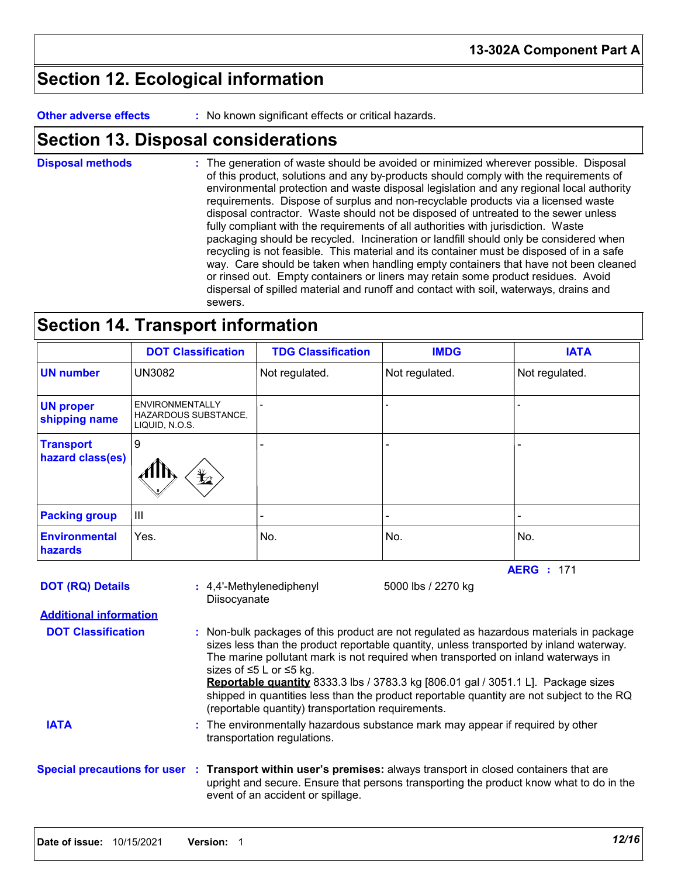## Section 12. Ecological information

**Other adverse effects** : No known significant effects or critical hazards.

## Section 13. Disposal considerations

**Disposal methods** : The generation of waste should be avoided or minimized wherever possible. Disposal of this product, solutions and any by-products should comply with the requirements of environmental protection and waste disposal legislation and any regional local authority requirements. Dispose of surplus and non-recyclable products via a licensed waste disposal contractor. Waste should not be disposed of untreated to the sewer unless fully compliant with the requirements of all authorities with jurisdiction. Waste packaging should be recycled. Incineration or landfill should only be considered when recycling is not feasible. This material and its container must be disposed of in a safe way. Care should be taken when handling empty containers that have not been cleaned or rinsed out. Empty containers or liners may retain some product residues. Avoid dispersal of spilled material and runoff and contact with soil, waterways, drains and sewers.

## Section 14. Transport information

| | DOT Classification | TDG Classification | IMDG | IATA |
|---|---|---|---|---|
| **UN number** | UN3082 | Not regulated. | Not regulated. | Not regulated. |
| **UN proper shipping name** | ENVIRONMENTALLY HAZARDOUS SUBSTANCE, LIQUID, N.O.S. | - | - | - |
| **Transport hazard class(es)** | 9 | - | - | - |
| **Packing group** | III | - | - | - |
| **Environmental hazards** | Yes. | No. | No. | No. |

**AERG** : 171

**DOT (RQ) Details** : 4,4'-Methylenediphenyl Diisocyanate 5000 lbs / 2270 kg

**Additional information**

**DOT Classification** : Non-bulk packages of this product are not regulated as hazardous materials in package sizes less than the product reportable quantity, unless transported by inland waterway. The marine pollutant mark is not required when transported on inland waterways in sizes of ≤5 L or ≤5 kg.
**Reportable quantity** 8333.3 lbs / 3783.3 kg [806.01 gal / 3051.1 L]. Package sizes shipped in quantities less than the product reportable quantity are not subject to the RQ (reportable quantity) transportation requirements.

**IATA** : The environmentally hazardous substance mark may appear if required by other transportation regulations.

**Special precautions for user** : **Transport within user's premises:** always transport in closed containers that are upright and secure. Ensure that persons transporting the product know what to do in the event of an accident or spillage.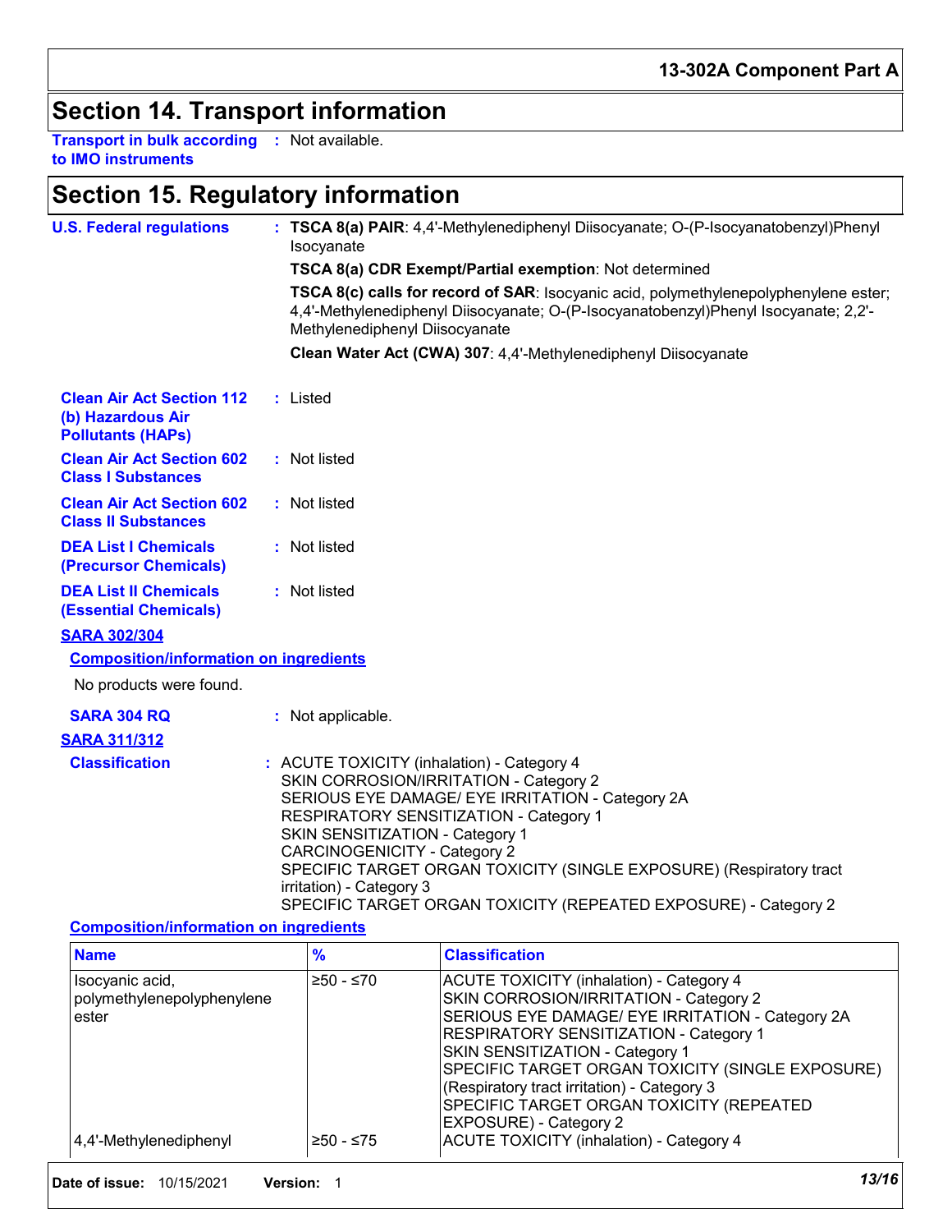## Section 14. Transport information

**Transport in bulk according to IMO instruments** : Not available.

## Section 15. Regulatory information

**U.S. Federal regulations** : **TSCA 8(a) PAIR**: 4,4'-Methylenediphenyl Diisocyanate; O-(P-Isocyanatobenzyl)Phenyl Isocyanate

**TSCA 8(a) CDR Exempt/Partial exemption**: Not determined

**TSCA 8(c) calls for record of SAR**: Isocyanic acid, polymethylenepolyphenylene ester; 4,4'-Methylenediphenyl Diisocyanate; O-(P-Isocyanatobenzyl)Phenyl Isocyanate; 2,2'-Methylenediphenyl Diisocyanate

**Clean Water Act (CWA) 307**: 4,4'-Methylenediphenyl Diisocyanate

**Clean Air Act Section 112 (b) Hazardous Air Pollutants (HAPs)** : Listed

**Clean Air Act Section 602 Class I Substances** : Not listed

**Clean Air Act Section 602 Class II Substances** : Not listed

**DEA List I Chemicals (Precursor Chemicals)** : Not listed

**DEA List II Chemicals (Essential Chemicals)** : Not listed

**SARA 302/304**

**Composition/information on ingredients**

No products were found.

**SARA 304 RQ** : Not applicable.

**SARA 311/312**

**Classification** : ACUTE TOXICITY (inhalation) - Category 4
SKIN CORROSION/IRRITATION - Category 2
SERIOUS EYE DAMAGE/ EYE IRRITATION - Category 2A
RESPIRATORY SENSITIZATION - Category 1
SKIN SENSITIZATION - Category 1
CARCINOGENICITY - Category 2
SPECIFIC TARGET ORGAN TOXICITY (SINGLE EXPOSURE) (Respiratory tract irritation) - Category 3
SPECIFIC TARGET ORGAN TOXICITY (REPEATED EXPOSURE) - Category 2

**Composition/information on ingredients**

| Name | % | Classification |
|---|---|---|
| Isocyanic acid, polymethylenepolyphenylene ester | ≥50 - ≤70 | ACUTE TOXICITY (inhalation) - Category 4<br>SKIN CORROSION/IRRITATION - Category 2<br>SERIOUS EYE DAMAGE/ EYE IRRITATION - Category 2A<br>RESPIRATORY SENSITIZATION - Category 1<br>SKIN SENSITIZATION - Category 1<br>SPECIFIC TARGET ORGAN TOXICITY (SINGLE EXPOSURE) (Respiratory tract irritation) - Category 3<br>SPECIFIC TARGET ORGAN TOXICITY (REPEATED EXPOSURE) - Category 2 |
| 4,4'-Methylenediphenyl | ≥50 - ≤75 | ACUTE TOXICITY (inhalation) - Category 4 |

**Date of issue:** 10/15/2021 **Version:** 1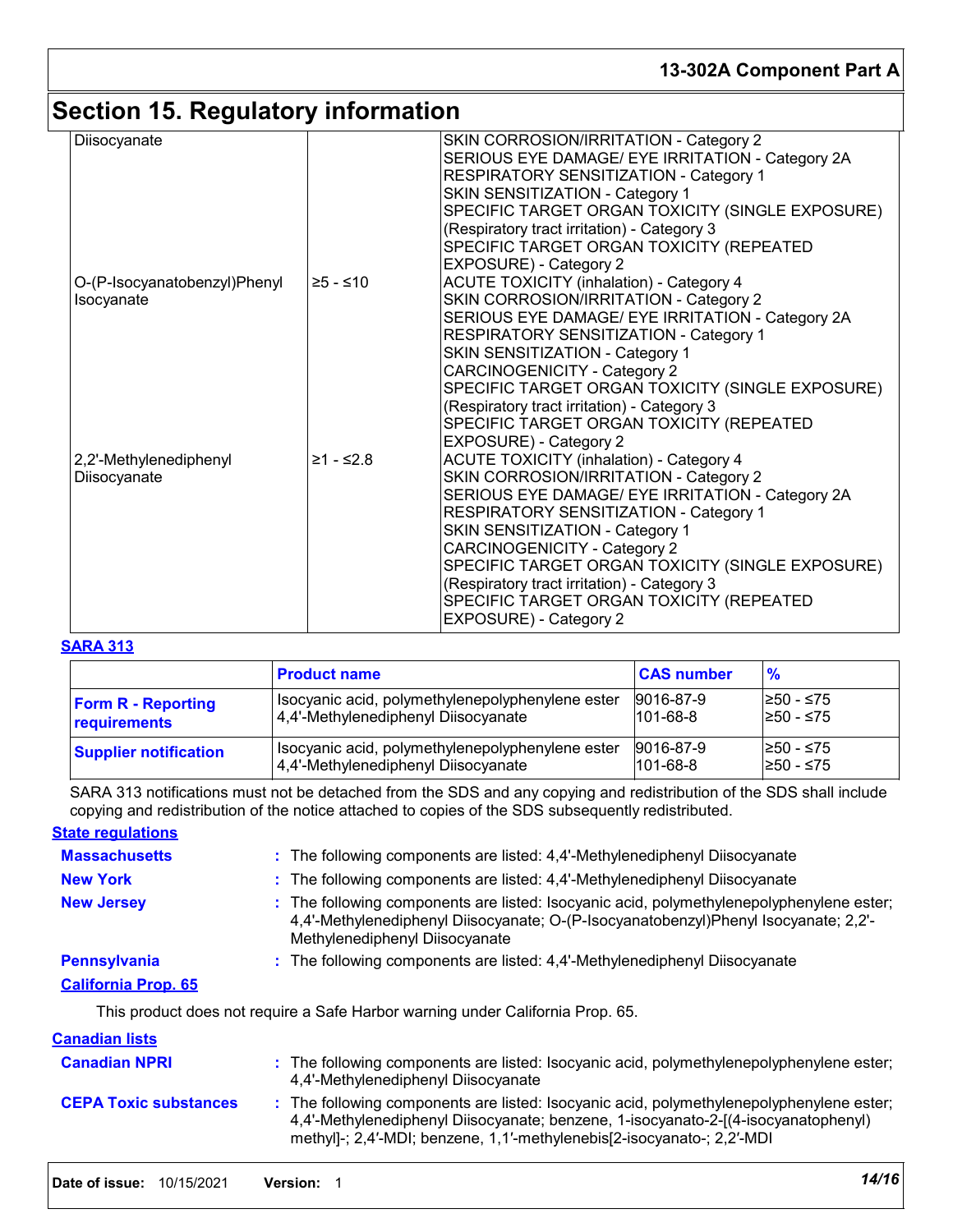## Section 15. Regulatory information

| | | |
|---|---|---|
| Diisocyanate | | SKIN CORROSION/IRRITATION - Category 2<br>SERIOUS EYE DAMAGE/ EYE IRRITATION - Category 2A<br>RESPIRATORY SENSITIZATION - Category 1<br>SKIN SENSITIZATION - Category 1<br>SPECIFIC TARGET ORGAN TOXICITY (SINGLE EXPOSURE) (Respiratory tract irritation) - Category 3<br>SPECIFIC TARGET ORGAN TOXICITY (REPEATED EXPOSURE) - Category 2 |
| O-(P-Isocyanatobenzyl)Phenyl Isocyanate | ≥5 - ≤10 | ACUTE TOXICITY (inhalation) - Category 4<br>SKIN CORROSION/IRRITATION - Category 2<br>SERIOUS EYE DAMAGE/ EYE IRRITATION - Category 2A<br>RESPIRATORY SENSITIZATION - Category 1<br>SKIN SENSITIZATION - Category 1<br>CARCINOGENICITY - Category 2<br>SPECIFIC TARGET ORGAN TOXICITY (SINGLE EXPOSURE) (Respiratory tract irritation) - Category 3<br>SPECIFIC TARGET ORGAN TOXICITY (REPEATED EXPOSURE) - Category 2 |
| 2,2'-Methylenediphenyl Diisocyanate | ≥1 - ≤2.8 | ACUTE TOXICITY (inhalation) - Category 4<br>SKIN CORROSION/IRRITATION - Category 2<br>SERIOUS EYE DAMAGE/ EYE IRRITATION - Category 2A<br>RESPIRATORY SENSITIZATION - Category 1<br>SKIN SENSITIZATION - Category 1<br>CARCINOGENICITY - Category 2<br>SPECIFIC TARGET ORGAN TOXICITY (SINGLE EXPOSURE) (Respiratory tract irritation) - Category 3<br>SPECIFIC TARGET ORGAN TOXICITY (REPEATED EXPOSURE) - Category 2 |

**SARA 313**

| | Product name | CAS number | % |
|---|---|---|---|
| **Form R - Reporting requirements** | Isocyanic acid, polymethylenepolyphenylene ester<br>4,4'-Methylenediphenyl Diisocyanate | 9016-87-9<br>101-68-8 | ≥50 - ≤75<br>≥50 - ≤75 |
| **Supplier notification** | Isocyanic acid, polymethylenepolyphenylene ester<br>4,4'-Methylenediphenyl Diisocyanate | 9016-87-9<br>101-68-8 | ≥50 - ≤75<br>≥50 - ≤75 |

SARA 313 notifications must not be detached from the SDS and any copying and redistribution of the SDS shall include copying and redistribution of the notice attached to copies of the SDS subsequently redistributed.

**State regulations**

**Massachusetts** : The following components are listed: 4,4'-Methylenediphenyl Diisocyanate

**New York** : The following components are listed: 4,4'-Methylenediphenyl Diisocyanate

**New Jersey** : The following components are listed: Isocyanic acid, polymethylenepolyphenylene ester; 4,4'-Methylenediphenyl Diisocyanate; O-(P-Isocyanatobenzyl)Phenyl Isocyanate; 2,2'-Methylenediphenyl Diisocyanate

**Pennsylvania** : The following components are listed: 4,4'-Methylenediphenyl Diisocyanate

**California Prop. 65**

This product does not require a Safe Harbor warning under California Prop. 65.

**Canadian lists**

**Canadian NPRI** : The following components are listed: Isocyanic acid, polymethylenepolyphenylene ester; 4,4'-Methylenediphenyl Diisocyanate

**CEPA Toxic substances** : The following components are listed: Isocyanic acid, polymethylenepolyphenylene ester; 4,4'-Methylenediphenyl Diisocyanate; benzene, 1-isocyanato-2-[(4-isocyanatophenyl) methyl]-; 2,4′-MDI; benzene, 1,1′-methylenebis[2-isocyanato-; 2,2′-MDI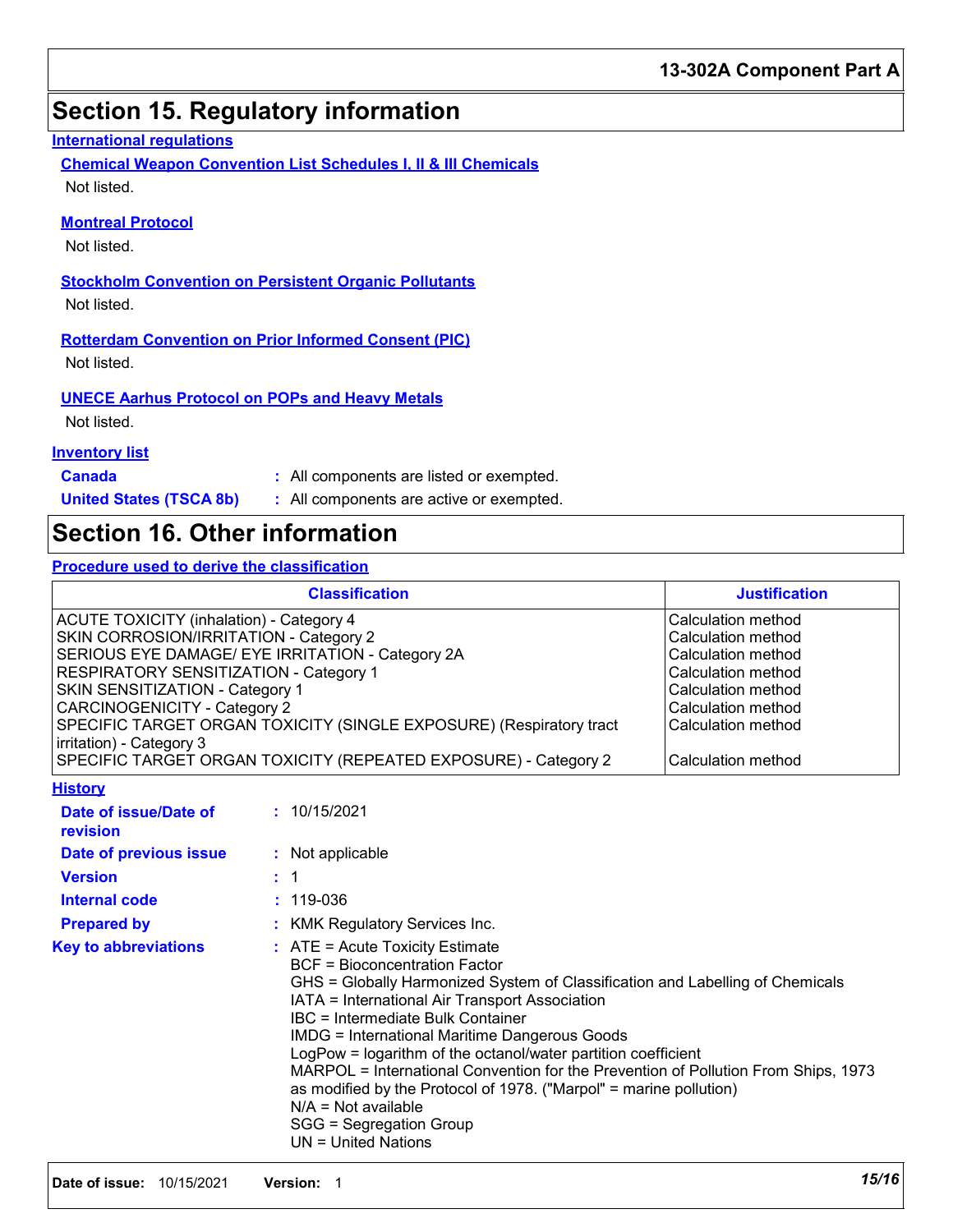# Section 15. Regulatory information

**International regulations**

**Chemical Weapon Convention List Schedules I, II & III Chemicals**

Not listed.

**Montreal Protocol**

Not listed.

**Stockholm Convention on Persistent Organic Pollutants**

Not listed.

**Rotterdam Convention on Prior Informed Consent (PIC)**

Not listed.

**UNECE Aarhus Protocol on POPs and Heavy Metals**

Not listed.

**Inventory list**

**Canada** : All components are listed or exempted.

**United States (TSCA 8b)** : All components are active or exempted.

# Section 16. Other information

**Procedure used to derive the classification**

| Classification | Justification |
|---|---|
| ACUTE TOXICITY (inhalation) - Category 4 | Calculation method |
| SKIN CORROSION/IRRITATION - Category 2 | Calculation method |
| SERIOUS EYE DAMAGE/ EYE IRRITATION - Category 2A | Calculation method |
| RESPIRATORY SENSITIZATION - Category 1 | Calculation method |
| SKIN SENSITIZATION - Category 1 | Calculation method |
| CARCINOGENICITY - Category 2 | Calculation method |
| SPECIFIC TARGET ORGAN TOXICITY (SINGLE EXPOSURE) (Respiratory tract irritation) - Category 3 | Calculation method |
| SPECIFIC TARGET ORGAN TOXICITY (REPEATED EXPOSURE) - Category 2 | Calculation method |

**History**

**Date of issue/Date of revision** : 10/15/2021

**Date of previous issue** : Not applicable

**Version** : 1

**Internal code** : 119-036

**Prepared by** : KMK Regulatory Services Inc.

**Key to abbreviations** : ATE = Acute Toxicity Estimate
BCF = Bioconcentration Factor
GHS = Globally Harmonized System of Classification and Labelling of Chemicals
IATA = International Air Transport Association
IBC = Intermediate Bulk Container
IMDG = International Maritime Dangerous Goods
LogPow = logarithm of the octanol/water partition coefficient
MARPOL = International Convention for the Prevention of Pollution From Ships, 1973 as modified by the Protocol of 1978. ("Marpol" = marine pollution)
N/A = Not available
SGG = Segregation Group
UN = United Nations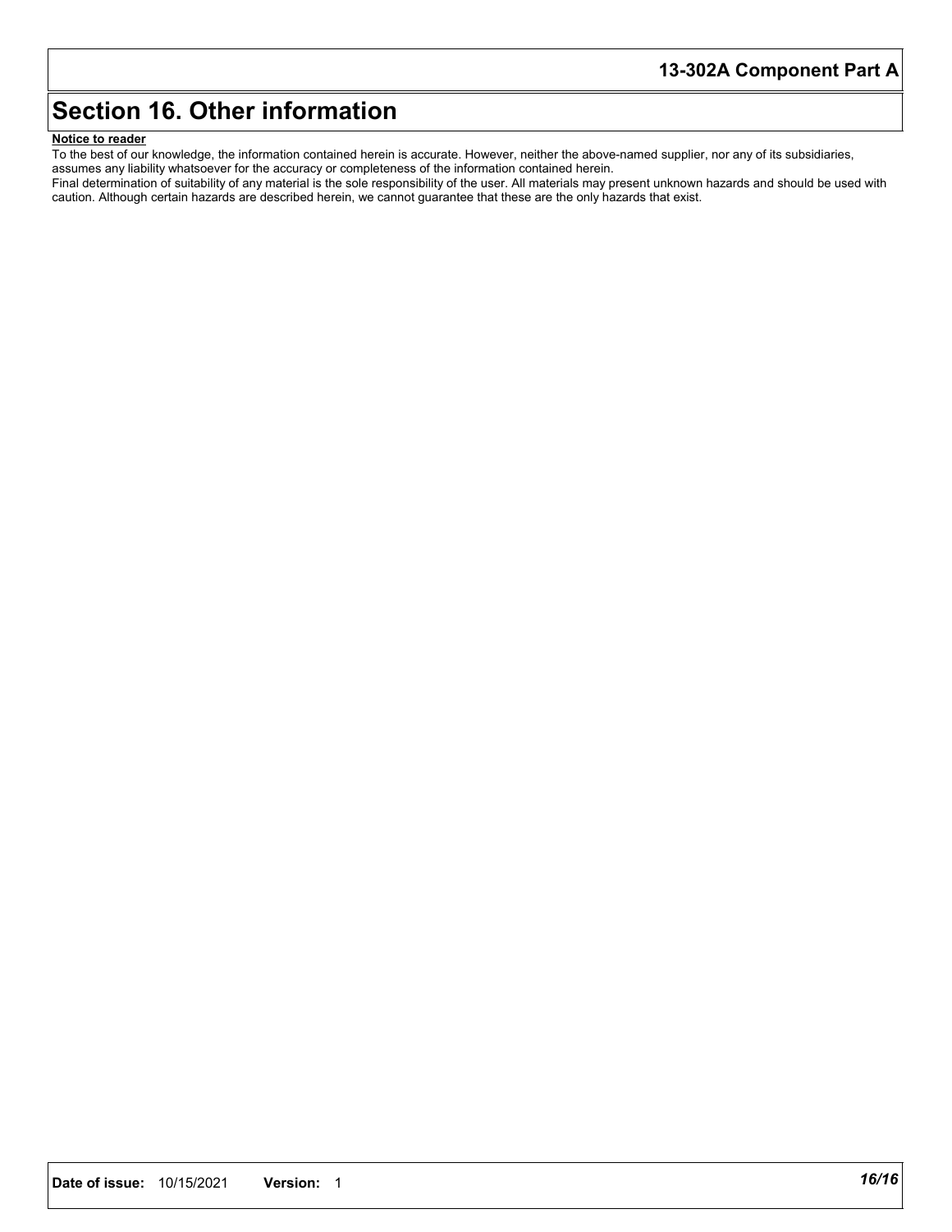## Section 16. Other information

**Notice to reader**

To the best of our knowledge, the information contained herein is accurate. However, neither the above-named supplier, nor any of its subsidiaries, assumes any liability whatsoever for the accuracy or completeness of the information contained herein.

Final determination of suitability of any material is the sole responsibility of the user. All materials may present unknown hazards and should be used with caution. Although certain hazards are described herein, we cannot guarantee that these are the only hazards that exist.